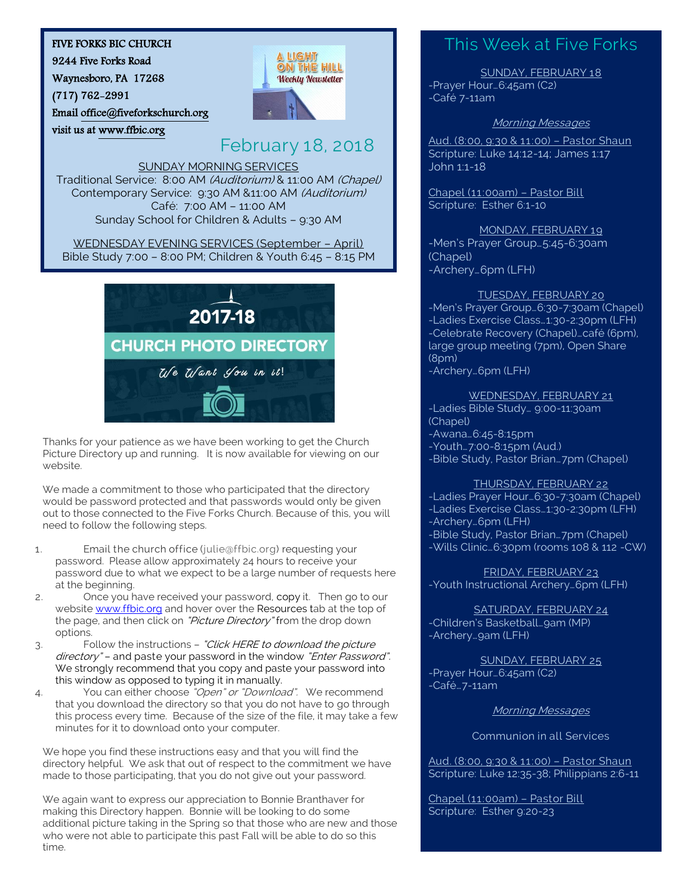FIVE FORKS BIC CHURCH
9244 Five Forks Road
Waynesboro, PA 17268
(717) 762-2991
Email office@fiveforkschurch.org
visit us at www.ffbic.org

A LIGHT ON THE HILL
*Weekly Newsletter*

# February 18, 2018

SUNDAY MORNING SERVICES
Traditional Service: 8:00 AM *(Auditorium)* & 11:00 AM *(Chapel)*
Contemporary Service: 9:30 AM &11:00 AM *(Auditorium)*
Café: 7:00 AM – 11:00 AM
Sunday School for Children & Adults – 9:30 AM

WEDNESDAY EVENING SERVICES (September – April)
Bible Study 7:00 – 8:00 PM; Children & Youth 6:45 – 8:15 PM

## 2017-18 CHURCH PHOTO DIRECTORY

*We Want You in it!*

Thanks for your patience as we have been working to get the Church Picture Directory up and running. It is now available for viewing on our website.

We made a commitment to those who participated that the directory would be password protected and that passwords would only be given out to those connected to the Five Forks Church. Because of this, you will need to follow the following steps.

1. Email the church office (julie@ffbic.org) requesting your password. Please allow approximately 24 hours to receive your password due to what we expect to be a large number of requests here at the beginning.
2. Once you have received your password, copy it. Then go to our website www.ffbic.org and hover over the Resources tab at the top of the page, and then click on *"Picture Directory"* from the drop down options.
3. Follow the instructions – *"Click HERE to download the picture directory"* – and paste your password in the window *"Enter Password"*. We strongly recommend that you copy and paste your password into this window as opposed to typing it in manually.
4. You can either choose *"Open" or "Download"*. We recommend that you download the directory so that you do not have to go through this process every time. Because of the size of the file, it may take a few minutes for it to download onto your computer.

We hope you find these instructions easy and that you will find the directory helpful. We ask that out of respect to the commitment we have made to those participating, that you do not give out your password.

We again want to express our appreciation to Bonnie Branthaver for making this Directory happen. Bonnie will be looking to do some additional picture taking in the Spring so that those who are new and those who were not able to participate this past Fall will be able to do so this time.

## This Week at Five Forks

SUNDAY, FEBRUARY 18
-Prayer Hour…6:45am (C2)
-Café 7-11am

*Morning Messages*

Aud. (8:00, 9:30 & 11:00) – Pastor Shaun
Scripture: Luke 14:12-14; James 1:17
John 1:1-18

Chapel (11:00am) – Pastor Bill
Scripture: Esther 6:1-10

MONDAY, FEBRUARY 19
-Men's Prayer Group…5:45-6:30am (Chapel)
-Archery…6pm (LFH)

TUESDAY, FEBRUARY 20
-Men's Prayer Group…6:30-7:30am (Chapel)
-Ladies Exercise Class…1:30-2:30pm (LFH)
-Celebrate Recovery (Chapel)…café (6pm), large group meeting (7pm), Open Share (8pm)
-Archery…6pm (LFH)

WEDNESDAY, FEBRUARY 21
-Ladies Bible Study… 9:00-11:30am (Chapel)
-Awana…6:45-8:15pm
-Youth…7:00-8:15pm (Aud.)
-Bible Study, Pastor Brian…7pm (Chapel)

THURSDAY, FEBRUARY 22
-Ladies Prayer Hour…6:30-7:30am (Chapel)
-Ladies Exercise Class…1:30-2:30pm (LFH)
-Archery…6pm (LFH)
-Bible Study, Pastor Brian…7pm (Chapel)
-Wills Clinic…6:30pm (rooms 108 & 112 -CW)

FRIDAY, FEBRUARY 23
-Youth Instructional Archery…6pm (LFH)

SATURDAY, FEBRUARY 24
-Children's Basketball…9am (MP)
-Archery…9am (LFH)

SUNDAY, FEBRUARY 25
-Prayer Hour…6:45am (C2)
-Café…7-11am

*Morning Messages*

Communion in all Services

Aud. (8:00, 9:30 & 11:00) – Pastor Shaun
Scripture: Luke 12:35-38; Philippians 2:6-11

Chapel (11:00am) – Pastor Bill
Scripture: Esther 9:20-23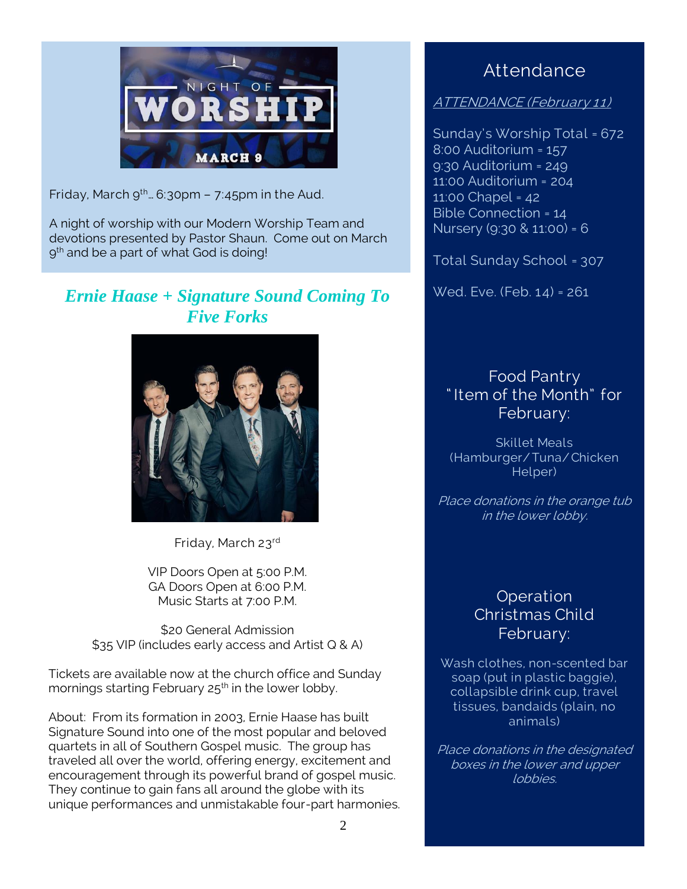Friday, March 9th… 6:30pm – 7:45pm in the Aud.

A night of worship with our Modern Worship Team and devotions presented by Pastor Shaun. Come out on March 9th and be a part of what God is doing!

## *Ernie Haase + Signature Sound Coming To Five Forks*

Friday, March 23rd

VIP Doors Open at 5:00 P.M.
GA Doors Open at 6:00 P.M.
Music Starts at 7:00 P.M.

$20 General Admission
$35 VIP (includes early access and Artist Q & A)

Tickets are available now at the church office and Sunday mornings starting February 25th in the lower lobby.

About: From its formation in 2003, Ernie Haase has built Signature Sound into one of the most popular and beloved quartets in all of Southern Gospel music. The group has traveled all over the world, offering energy, excitement and encouragement through its powerful brand of gospel music. They continue to gain fans all around the globe with its unique performances and unmistakable four-part harmonies.

## Attendance

*ATTENDANCE (February 11)*

Sunday's Worship Total = 672
8:00 Auditorium = 157
9:30 Auditorium = 249
11:00 Auditorium = 204
11:00 Chapel = 42
Bible Connection = 14
Nursery (9:30 & 11:00) = 6

Total Sunday School = 307

Wed. Eve. (Feb. 14) = 261

## Food Pantry "Item of the Month" for February:

Skillet Meals (Hamburger/Tuna/Chicken Helper)

*Place donations in the orange tub in the lower lobby.*

## Operation Christmas Child February:

Wash clothes, non-scented bar soap (put in plastic baggie), collapsible drink cup, travel tissues, bandaids (plain, no animals)

*Place donations in the designated boxes in the lower and upper lobbies.*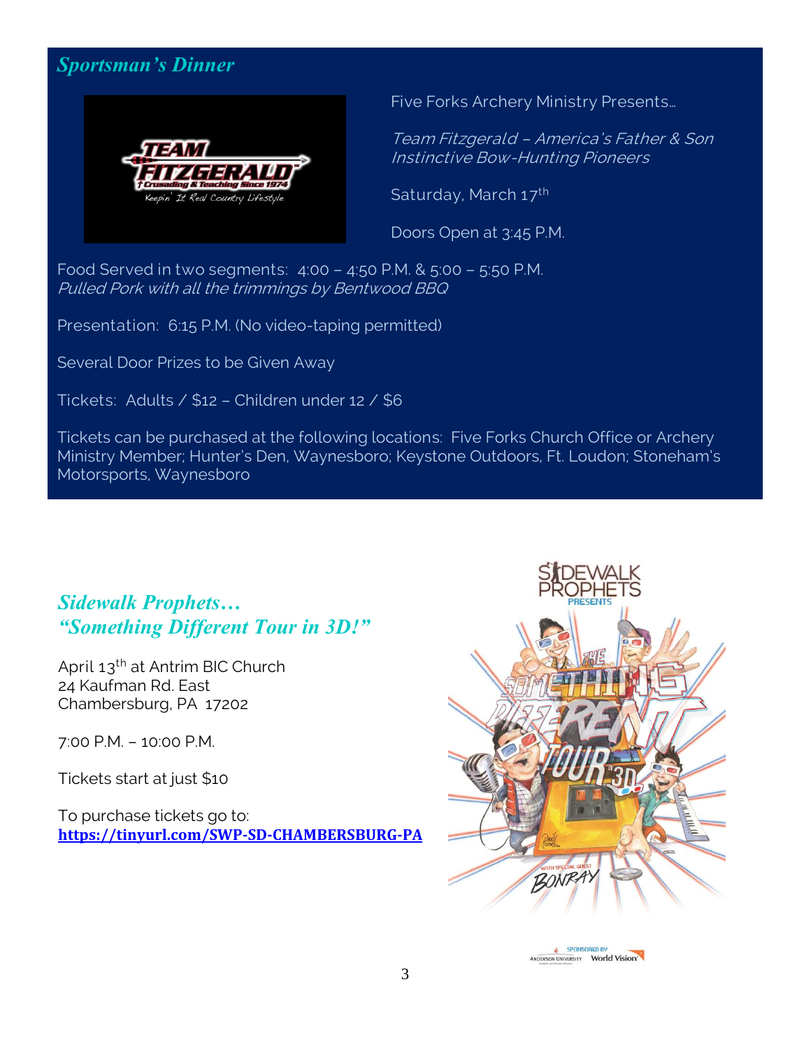## *Sportsman's Dinner*

Five Forks Archery Ministry Presents…

*Team Fitzgerald – America's Father & Son Instinctive Bow-Hunting Pioneers*

Saturday, March 17th

Doors Open at 3:45 P.M.

Food Served in two segments: 4:00 – 4:50 P.M. & 5:00 – 5:50 P.M.
*Pulled Pork with all the trimmings by Bentwood BBQ*

Presentation: 6:15 P.M. (No video-taping permitted)

Several Door Prizes to be Given Away

Tickets: Adults / $12 – Children under 12 / $6

Tickets can be purchased at the following locations: Five Forks Church Office or Archery Ministry Member; Hunter's Den, Waynesboro; Keystone Outdoors, Ft. Loudon; Stoneham's Motorsports, Waynesboro

## *Sidewalk Prophets… "Something Different Tour in 3D!"*

April 13th at Antrim BIC Church
24 Kaufman Rd. East
Chambersburg, PA 17202

7:00 P.M. – 10:00 P.M.

Tickets start at just $10

To purchase tickets go to:
**https://tinyurl.com/SWP-SD-CHAMBERSBURG-PA**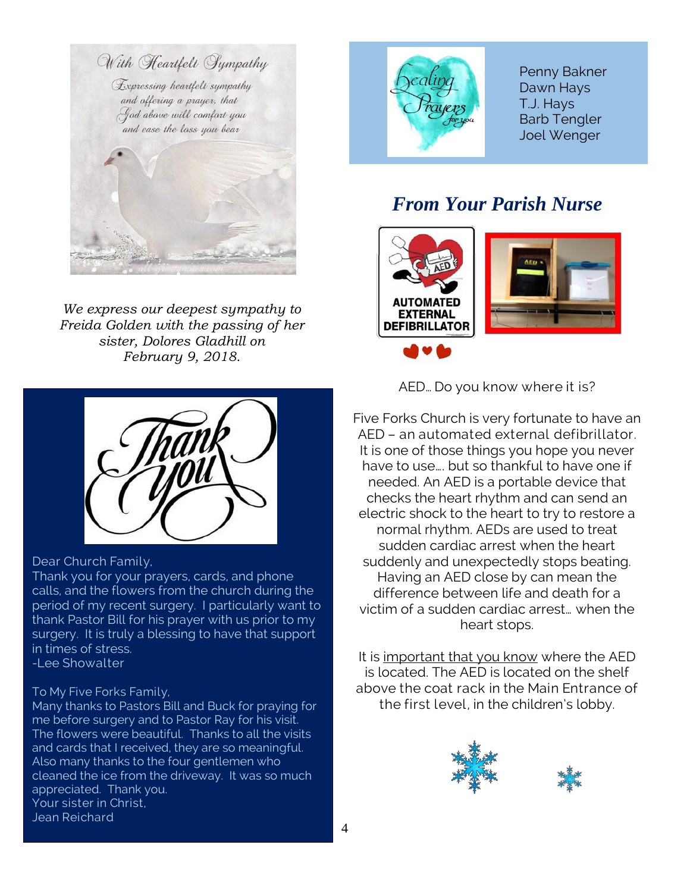*We express our deepest sympathy to Freida Golden with the passing of her sister, Dolores Gladhill on February 9, 2018.*

Dear Church Family,
Thank you for your prayers, cards, and phone calls, and the flowers from the church during the period of my recent surgery. I particularly want to thank Pastor Bill for his prayer with us prior to my surgery. It is truly a blessing to have that support in times of stress.
-Lee Showalter

To My Five Forks Family,
Many thanks to Pastors Bill and Buck for praying for me before surgery and to Pastor Ray for his visit. The flowers were beautiful. Thanks to all the visits and cards that I received, they are so meaningful. Also many thanks to the four gentlemen who cleaned the ice from the driveway. It was so much appreciated. Thank you.
Your sister in Christ,
Jean Reichard

Penny Bakner
Dawn Hays
T.J. Hays
Barb Tengler
Joel Wenger

## *From Your Parish Nurse*

AED… Do you know where it is?

Five Forks Church is very fortunate to have an AED – an automated external defibrillator. It is one of those things you hope you never have to use…. but so thankful to have one if needed. An AED is a portable device that checks the heart rhythm and can send an electric shock to the heart to try to restore a normal rhythm. AEDs are used to treat sudden cardiac arrest when the heart suddenly and unexpectedly stops beating. Having an AED close by can mean the difference between life and death for a victim of a sudden cardiac arrest… when the heart stops.

It is <u>important that you know</u> where the AED is located. The AED is located on the shelf above the coat rack in the Main Entrance of the first level, in the children's lobby.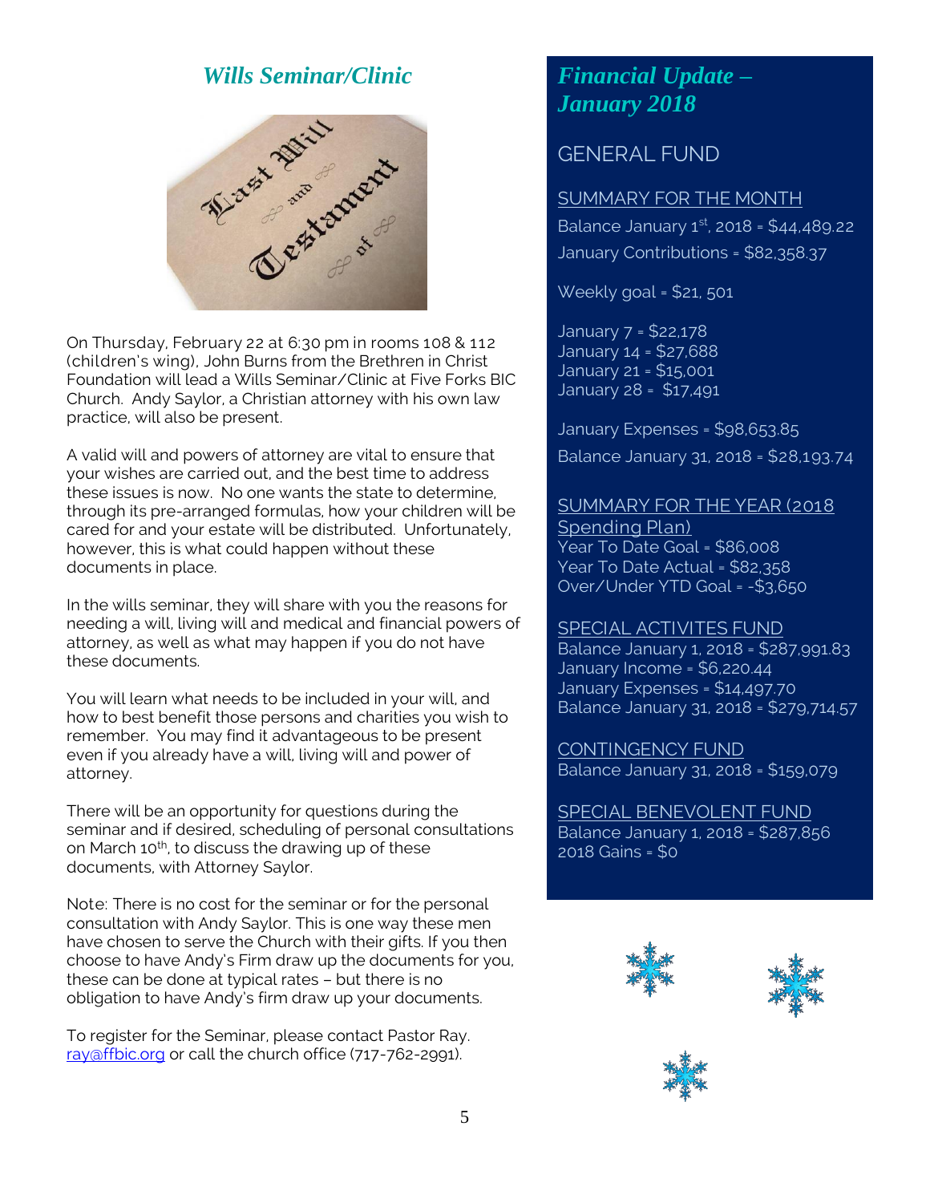## *Wills Seminar/Clinic*

On Thursday, February 22 at 6:30 pm in rooms 108 & 112 (children's wing), John Burns from the Brethren in Christ Foundation will lead a Wills Seminar/Clinic at Five Forks BIC Church. Andy Saylor, a Christian attorney with his own law practice, will also be present.

A valid will and powers of attorney are vital to ensure that your wishes are carried out, and the best time to address these issues is now. No one wants the state to determine, through its pre-arranged formulas, how your children will be cared for and your estate will be distributed. Unfortunately, however, this is what could happen without these documents in place.

In the wills seminar, they will share with you the reasons for needing a will, living will and medical and financial powers of attorney, as well as what may happen if you do not have these documents.

You will learn what needs to be included in your will, and how to best benefit those persons and charities you wish to remember. You may find it advantageous to be present even if you already have a will, living will and power of attorney.

There will be an opportunity for questions during the seminar and if desired, scheduling of personal consultations on March 10th, to discuss the drawing up of these documents, with Attorney Saylor.

Note: There is no cost for the seminar or for the personal consultation with Andy Saylor. This is one way these men have chosen to serve the Church with their gifts. If you then choose to have Andy's Firm draw up the documents for you, these can be done at typical rates – but there is no obligation to have Andy's firm draw up your documents.

To register for the Seminar, please contact Pastor Ray. ray@ffbic.org or call the church office (717-762-2991).

## *Financial Update – January 2018*

### GENERAL FUND

**SUMMARY FOR THE MONTH**

Balance January 1st, 2018 = $44,489.22
January Contributions = $82,358.37

Weekly goal = $21, 501

January 7 = $22,178
January 14 = $27,688
January 21 = $15,001
January 28 = $17,491

January Expenses = $98,653.85
Balance January 31, 2018 = $28,193.74

**SUMMARY FOR THE YEAR (2018 Spending Plan)**

Year To Date Goal = $86,008
Year To Date Actual = $82,358
Over/Under YTD Goal = -$3,650

**SPECIAL ACTIVITES FUND**

Balance January 1, 2018 = $287,991.83
January Income = $6,220.44
January Expenses = $14,497.70
Balance January 31, 2018 = $279,714.57

**CONTINGENCY FUND**

Balance January 31, 2018 = $159,079

**SPECIAL BENEVOLENT FUND**

Balance January 1, 2018 = $287,856
2018 Gains = $0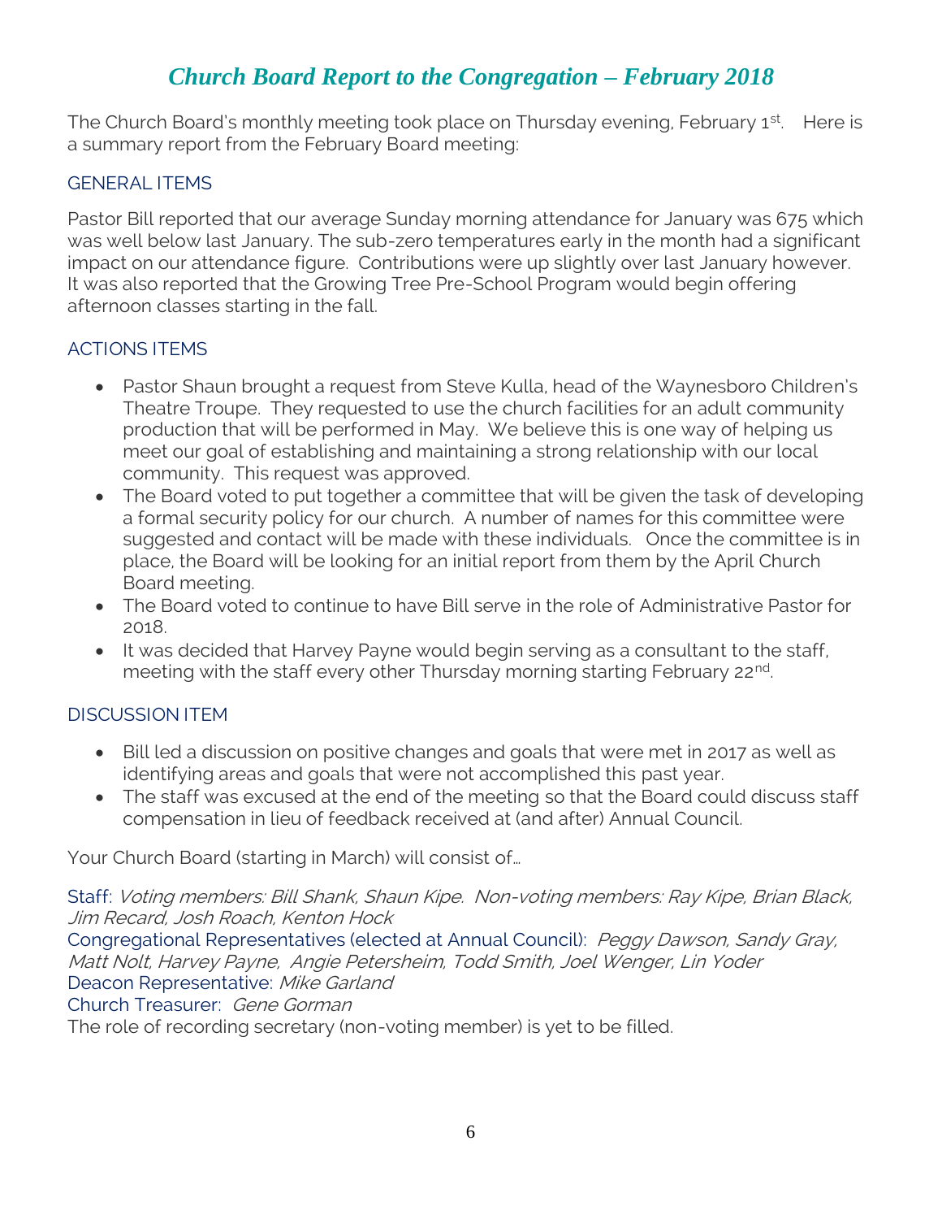# *Church Board Report to the Congregation – February 2018*

The Church Board's monthly meeting took place on Thursday evening, February 1st. Here is a summary report from the February Board meeting:

## GENERAL ITEMS

Pastor Bill reported that our average Sunday morning attendance for January was 675 which was well below last January. The sub-zero temperatures early in the month had a significant impact on our attendance figure. Contributions were up slightly over last January however. It was also reported that the Growing Tree Pre-School Program would begin offering afternoon classes starting in the fall.

## ACTIONS ITEMS

- Pastor Shaun brought a request from Steve Kulla, head of the Waynesboro Children's Theatre Troupe. They requested to use the church facilities for an adult community production that will be performed in May. We believe this is one way of helping us meet our goal of establishing and maintaining a strong relationship with our local community. This request was approved.
- The Board voted to put together a committee that will be given the task of developing a formal security policy for our church. A number of names for this committee were suggested and contact will be made with these individuals. Once the committee is in place, the Board will be looking for an initial report from them by the April Church Board meeting.
- The Board voted to continue to have Bill serve in the role of Administrative Pastor for 2018.
- It was decided that Harvey Payne would begin serving as a consultant to the staff, meeting with the staff every other Thursday morning starting February 22nd.

## DISCUSSION ITEM

- Bill led a discussion on positive changes and goals that were met in 2017 as well as identifying areas and goals that were not accomplished this past year.
- The staff was excused at the end of the meeting so that the Board could discuss staff compensation in lieu of feedback received at (and after) Annual Council.

Your Church Board (starting in March) will consist of…

Staff: *Voting members: Bill Shank, Shaun Kipe. Non-voting members: Ray Kipe, Brian Black, Jim Recard, Josh Roach, Kenton Hock*
Congregational Representatives (elected at Annual Council): *Peggy Dawson, Sandy Gray, Matt Nolt, Harvey Payne, Angie Petersheim, Todd Smith, Joel Wenger, Lin Yoder*
Deacon Representative: *Mike Garland*
Church Treasurer: *Gene Gorman*
The role of recording secretary (non-voting member) is yet to be filled.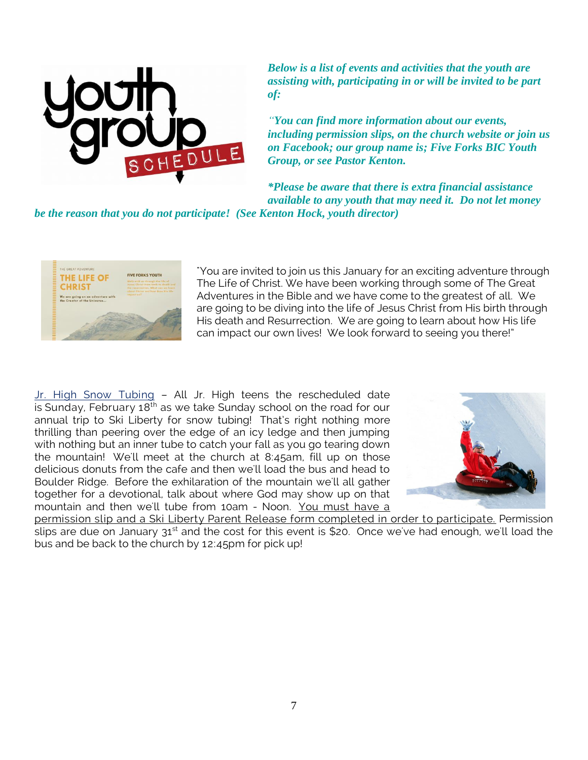***Below is a list of events and activities that the youth are assisting with, participating in or will be invited to be part of:***

***"You can find more information about our events, including permission slips, on the church website or join us on Facebook; our group name is; Five Forks BIC Youth Group, or see Pastor Kenton.***

***\*Please be aware that there is extra financial assistance available to any youth that may need it. Do not let money be the reason that you do not participate! (See Kenton Hock, youth director)***

"You are invited to join us this January for an exciting adventure through The Life of Christ. We have been working through some of The Great Adventures in the Bible and we have come to the greatest of all. We are going to be diving into the life of Jesus Christ from His birth through His death and Resurrection. We are going to learn about how His life can impact our own lives! We look forward to seeing you there!"

Jr. High Snow Tubing – All Jr. High teens the rescheduled date is Sunday, February 18th as we take Sunday school on the road for our annual trip to Ski Liberty for snow tubing! That's right nothing more thrilling than peering over the edge of an icy ledge and then jumping with nothing but an inner tube to catch your fall as you go tearing down the mountain! We'll meet at the church at 8:45am, fill up on those delicious donuts from the cafe and then we'll load the bus and head to Boulder Ridge. Before the exhilaration of the mountain we'll all gather together for a devotional, talk about where God may show up on that mountain and then we'll tube from 10am - Noon. You must have a permission slip and a Ski Liberty Parent Release form completed in order to participate. Permission slips are due on January 31st and the cost for this event is $20. Once we've had enough, we'll load the bus and be back to the church by 12:45pm for pick up!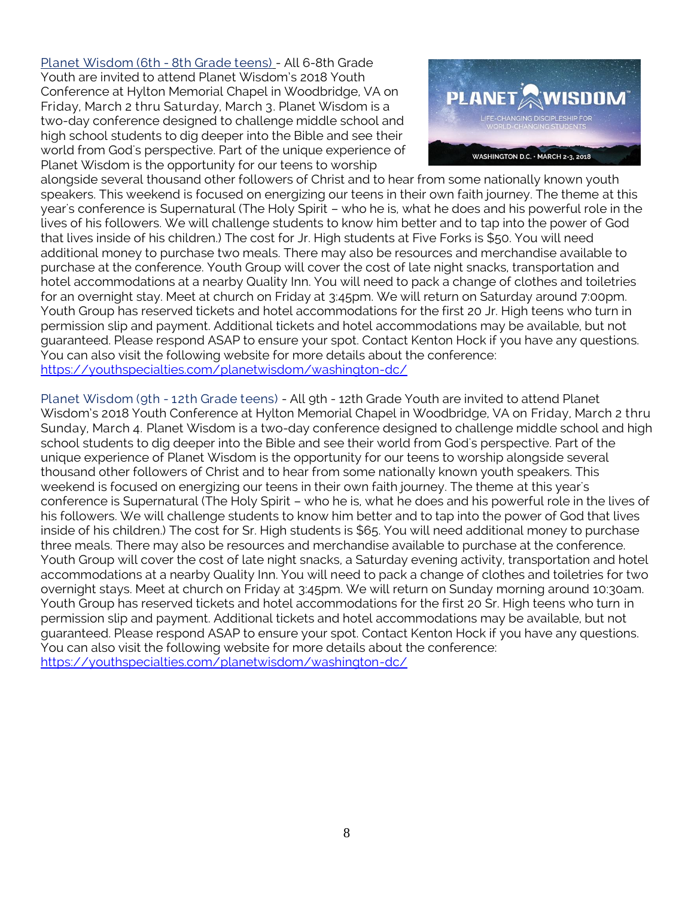Planet Wisdom (6th - 8th Grade teens) - All 6-8th Grade Youth are invited to attend Planet Wisdom's 2018 Youth Conference at Hylton Memorial Chapel in Woodbridge, VA on Friday, March 2 thru Saturday, March 3. Planet Wisdom is a two-day conference designed to challenge middle school and high school students to dig deeper into the Bible and see their world from God's perspective. Part of the unique experience of Planet Wisdom is the opportunity for our teens to worship alongside several thousand other followers of Christ and to hear from some nationally known youth speakers. This weekend is focused on energizing our teens in their own faith journey. The theme at this year's conference is Supernatural (The Holy Spirit – who he is, what he does and his powerful role in the lives of his followers. We will challenge students to know him better and to tap into the power of God that lives inside of his children.) The cost for Jr. High students at Five Forks is $50. You will need additional money to purchase two meals. There may also be resources and merchandise available to purchase at the conference. Youth Group will cover the cost of late night snacks, transportation and hotel accommodations at a nearby Quality Inn. You will need to pack a change of clothes and toiletries for an overnight stay. Meet at church on Friday at 3:45pm. We will return on Saturday around 7:00pm. Youth Group has reserved tickets and hotel accommodations for the first 20 Jr. High teens who turn in permission slip and payment. Additional tickets and hotel accommodations may be available, but not guaranteed. Please respond ASAP to ensure your spot. Contact Kenton Hock if you have any questions. You can also visit the following website for more details about the conference: https://youthspecialties.com/planetwisdom/washington-dc/

Planet Wisdom (9th - 12th Grade teens) - All 9th - 12th Grade Youth are invited to attend Planet Wisdom's 2018 Youth Conference at Hylton Memorial Chapel in Woodbridge, VA on Friday, March 2 thru Sunday, March 4. Planet Wisdom is a two-day conference designed to challenge middle school and high school students to dig deeper into the Bible and see their world from God's perspective. Part of the unique experience of Planet Wisdom is the opportunity for our teens to worship alongside several thousand other followers of Christ and to hear from some nationally known youth speakers. This weekend is focused on energizing our teens in their own faith journey. The theme at this year's conference is Supernatural (The Holy Spirit – who he is, what he does and his powerful role in the lives of his followers. We will challenge students to know him better and to tap into the power of God that lives inside of his children.) The cost for Sr. High students is $65. You will need additional money to purchase three meals. There may also be resources and merchandise available to purchase at the conference. Youth Group will cover the cost of late night snacks, a Saturday evening activity, transportation and hotel accommodations at a nearby Quality Inn. You will need to pack a change of clothes and toiletries for two overnight stays. Meet at church on Friday at 3:45pm. We will return on Sunday morning around 10:30am. Youth Group has reserved tickets and hotel accommodations for the first 20 Sr. High teens who turn in permission slip and payment. Additional tickets and hotel accommodations may be available, but not guaranteed. Please respond ASAP to ensure your spot. Contact Kenton Hock if you have any questions. You can also visit the following website for more details about the conference: https://youthspecialties.com/planetwisdom/washington-dc/